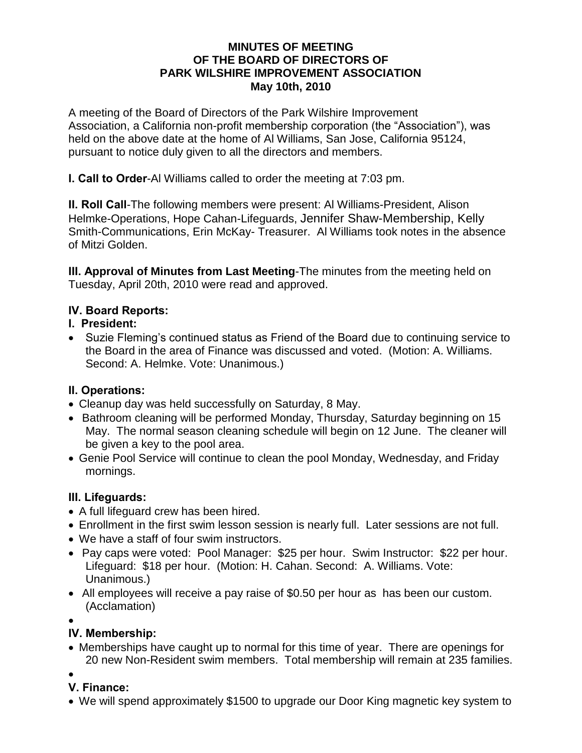**MINUTES OF MEETING**
**OF THE BOARD OF DIRECTORS OF**
**PARK WILSHIRE IMPROVEMENT ASSOCIATION**
**May 10th, 2010**

A meeting of the Board of Directors of the Park Wilshire Improvement Association, a California non-profit membership corporation (the "Association"), was held on the above date at the home of Al Williams, San Jose, California 95124, pursuant to notice duly given to all the directors and members.

**I. Call to Order**-Al Williams called to order the meeting at 7:03 pm.

**II. Roll Call**-The following members were present: Al Williams-President, Alison Helmke-Operations, Hope Cahan-Lifeguards, Jennifer Shaw-Membership, Kelly Smith-Communications, Erin McKay- Treasurer. Al Williams took notes in the absence of Mitzi Golden.

**III. Approval of Minutes from Last Meeting**-The minutes from the meeting held on Tuesday, April 20th, 2010 were read and approved.

**IV. Board Reports:**

**I. President:**

- Suzie Fleming's continued status as Friend of the Board due to continuing service to the Board in the area of Finance was discussed and voted. (Motion: A. Williams. Second: A. Helmke. Vote: Unanimous.)

**II. Operations:**

- Cleanup day was held successfully on Saturday, 8 May.
- Bathroom cleaning will be performed Monday, Thursday, Saturday beginning on 15 May. The normal season cleaning schedule will begin on 12 June. The cleaner will be given a key to the pool area.
- Genie Pool Service will continue to clean the pool Monday, Wednesday, and Friday mornings.

**III. Lifeguards:**

- A full lifeguard crew has been hired.
- Enrollment in the first swim lesson session is nearly full. Later sessions are not full.
- We have a staff of four swim instructors.
- Pay caps were voted: Pool Manager: \$25 per hour. Swim Instructor: \$22 per hour. Lifeguard: \$18 per hour. (Motion: H. Cahan. Second: A. Williams. Vote: Unanimous.)
- All employees will receive a pay raise of \$0.50 per hour as has been our custom. (Acclamation)

**IV. Membership:**

- Memberships have caught up to normal for this time of year. There are openings for 20 new Non-Resident swim members. Total membership will remain at 235 families.

**V. Finance:**

- We will spend approximately \$1500 to upgrade our Door King magnetic key system to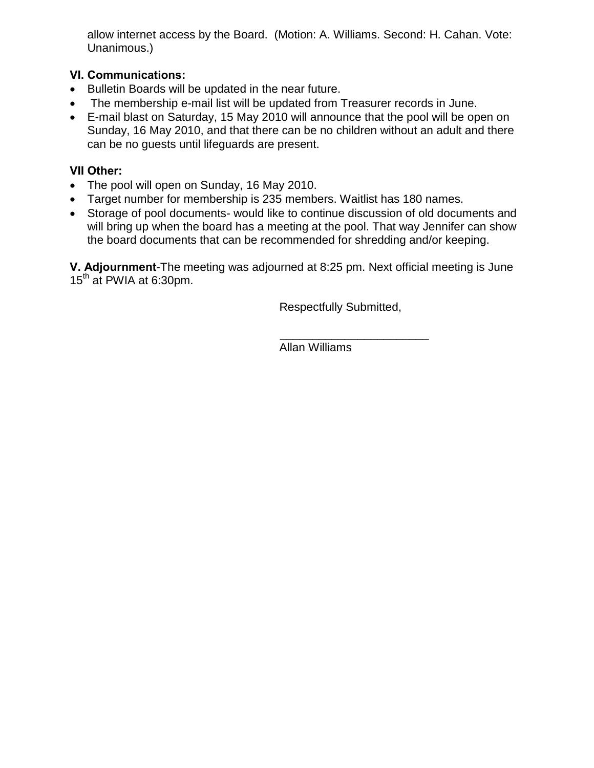allow internet access by the Board. (Motion: A. Williams. Second: H. Cahan. Vote: Unanimous.)

**VI. Communications:**

- Bulletin Boards will be updated in the near future.
- The membership e-mail list will be updated from Treasurer records in June.
- E-mail blast on Saturday, 15 May 2010 will announce that the pool will be open on Sunday, 16 May 2010, and that there can be no children without an adult and there can be no guests until lifeguards are present.

**VII Other:**

- The pool will open on Sunday, 16 May 2010.
- Target number for membership is 235 members. Waitlist has 180 names.
- Storage of pool documents- would like to continue discussion of old documents and will bring up when the board has a meeting at the pool. That way Jennifer can show the board documents that can be recommended for shredding and/or keeping.

**V. Adjournment**-The meeting was adjourned at 8:25 pm. Next official meeting is June 15th at PWIA at 6:30pm.

Respectfully Submitted,

_______________________

Allan Williams